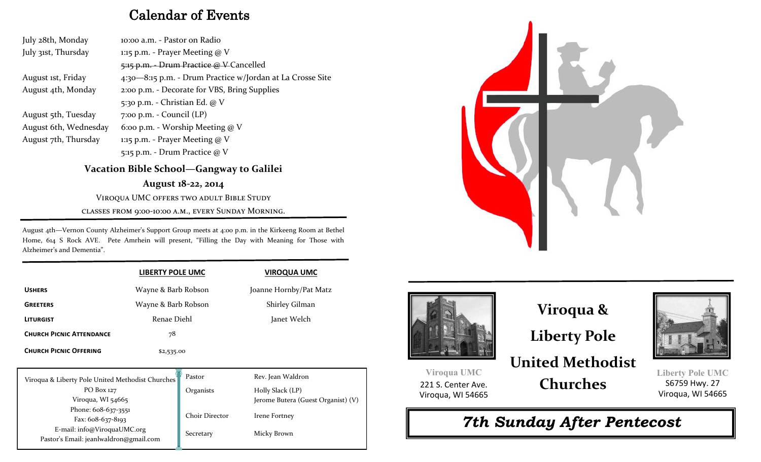# Calendar of Events

| | |
|---|---|
| July 28th, Monday | 10:00 a.m. - Pastor on Radio |
| July 31st, Thursday | 1:15 p.m. - Prayer Meeting @ V |
| | ~~5:15 p.m. - Drum Practice @ V~~ Cancelled |
| August 1st, Friday | 4:30—8:15 p.m. - Drum Practice w/Jordan at La Crosse Site |
| August 4th, Monday | 2:00 p.m. - Decorate for VBS, Bring Supplies |
| | 5:30 p.m. - Christian Ed. @ V |
| August 5th, Tuesday | 7:00 p.m. - Council (LP) |
| August 6th, Wednesday | 6:00 p.m. - Worship Meeting @ V |
| August 7th, Thursday | 1:15 p.m. - Prayer Meeting @ V |
| | 5:15 p.m. - Drum Practice @ V |

**Vacation Bible School—Gangway to Galilei**

**August 18-22, 2014**

Viroqua UMC offers two adult Bible Study classes from 9:00-10:00 a.m., every Sunday Morning.

August 4th—Vernon County Alzheimer's Support Group meets at 4:00 p.m. in the Kirkeeng Room at Bethel Home, 614 S Rock AVE. Pete Amrhein will present, "Filling the Day with Meaning for Those with Alzheimer's and Dementia".

| | LIBERTY POLE UMC | VIROQUA UMC |
|---|---|---|
| **Ushers** | Wayne & Barb Robson | Joanne Hornby/Pat Matz |
| **Greeters** | Wayne & Barb Robson | Shirley Gilman |
| **Liturgist** | Renae Diehl | Janet Welch |
| **Church Picnic Attendance** | 78 | |
| **Church Picnic Offering** | $2,535.00 | |

Viroqua & Liberty Pole United Methodist Churches
PO Box 127
Viroqua, WI 54665
Phone: 608-637-3551
Fax: 608-637-8193
E-mail: info@ViroquaUMC.org
Pastor's Email: jeanlwaldron@gmail.com

| | |
|---|---|
| Pastor | Rev. Jean Waldron |
| Organists | Holly Slack (LP) Jerome Butera (Guest Organist) (V) |
| Choir Director | Irene Fortney |
| Secretary | Micky Brown |

# Viroqua & Liberty Pole United Methodist Churches

**Viroqua UMC**
221 S. Center Ave.
Viroqua, WI 54665

**Liberty Pole UMC**
S6759 Hwy. 27
Viroqua, WI 54665

## *7th Sunday After Pentecost*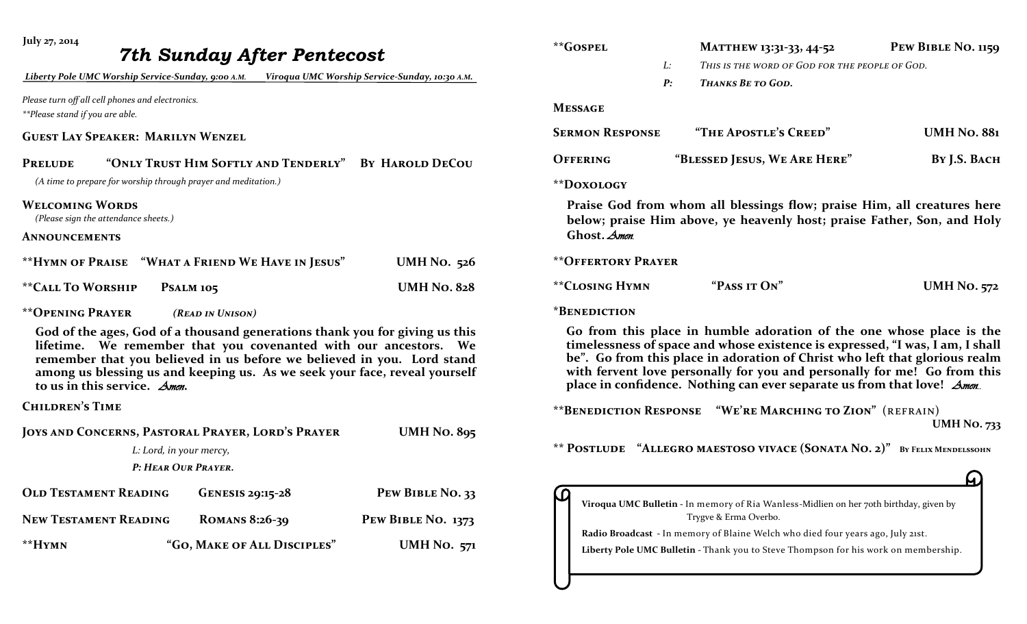July 27, 2014

# 7th Sunday After Pentecost

Liberty Pole UMC Worship Service-Sunday, 9:00 A.M.    Viroqua UMC Worship Service-Sunday, 10:30 A.M.

*Please turn off all cell phones and electronics.*
*\*\*Please stand if you are able.*

**Guest Lay Speaker: Marilyn Wenzel**

**Prelude** "Only Trust Him Softly and Tenderly" By Harold DeCou
*(A time to prepare for worship through prayer and meditation.)*

**Welcoming Words**
*(Please sign the attendance sheets.)*

**Announcements**

**\*\*Hymn of Praise** "What a Friend We Have in Jesus" UMH No. 526

**\*\*Call To Worship** Psalm 105 UMH No. 828

**\*\*Opening Prayer** *(Read in Unison)*

**God of the ages, God of a thousand generations thank you for giving us this lifetime. We remember that you covenanted with our ancestors. We remember that you believed in us before we believed in you. Lord stand among us blessing us and keeping us. As we seek your face, reveal yourself to us in this service. *Amen.***

**Children's Time**

**Joys and Concerns, Pastoral Prayer, Lord's Prayer** UMH No. 895

*L: Lord, in your mercy,*
***P: Hear Our Prayer.***

**Old Testament Reading** Genesis 29:15-28 Pew Bible No. 33

**New Testament Reading** Romans 8:26-39 Pew Bible No. 1373

**\*\*Hymn** "Go, Make of All Disciples" UMH No. 571

**\*\*Gospel** Matthew 13:31-33, 44-52 Pew Bible No. 1159

*L: This is the word of God for the people of God.*
***P: Thanks Be to God.***

**Message**

**Sermon Response** "The Apostle's Creed" UMH No. 881

**Offering** "Blessed Jesus, We Are Here" By J.S. Bach

**\*\*Doxology**

**Praise God from whom all blessings flow; praise Him, all creatures here below; praise Him above, ye heavenly host; praise Father, Son, and Holy Ghost. *Amen.***

**\*\*Offertory Prayer**

**\*\*Closing Hymn** "Pass it On" UMH No. 572

**\*Benediction**

**Go from this place in humble adoration of the one whose place is the timelessness of space and whose existence is expressed, "I was, I am, I shall be". Go from this place in adoration of Christ who left that glorious realm with fervent love personally for you and personally for me! Go from this place in confidence. Nothing can ever separate us from that love! *Amen.***

**\*\*Benediction Response** "We're Marching to Zion" (refrain) UMH No. 733

**\*\* Postlude** "Allegro maestoso vivace (Sonata No. 2)" By Felix Mendelssohn

**Viroqua UMC Bulletin** - In memory of Ria Wanless-Midlien on her 70th birthday, given by Trygve & Erma Overbo.

**Radio Broadcast** - In memory of Blaine Welch who died four years ago, July 21st.

**Liberty Pole UMC Bulletin** - Thank you to Steve Thompson for his work on membership.